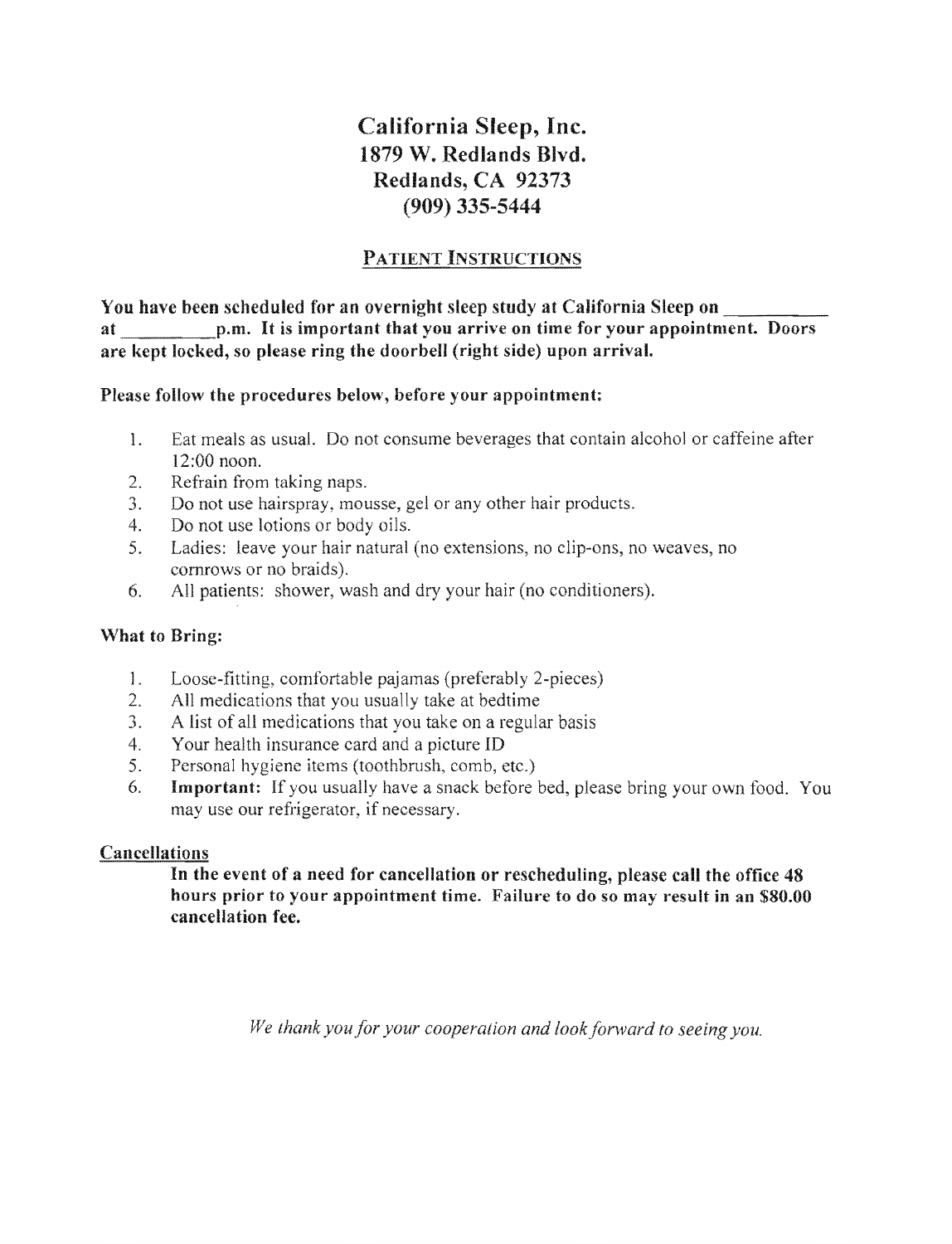# California Sleep, Inc.
## 1879 W. Redlands Blvd.
## Redlands, CA 92373
## (909) 335-5444

### PATIENT INSTRUCTIONS

**You have been scheduled for an overnight sleep study at California Sleep on \_\_\_\_\_\_\_\_\_\_ at \_\_\_\_\_\_\_\_\_\_p.m. It is important that you arrive on time for your appointment. Doors are kept locked, so please ring the doorbell (right side) upon arrival.**

**Please follow the procedures below, before your appointment:**

1. Eat meals as usual. Do not consume beverages that contain alcohol or caffeine after 12:00 noon.
2. Refrain from taking naps.
3. Do not use hairspray, mousse, gel or any other hair products.
4. Do not use lotions or body oils.
5. Ladies: leave your hair natural (no extensions, no clip-ons, no weaves, no cornrows or no braids).
6. All patients: shower, wash and dry your hair (no conditioners).

**What to Bring:**

1. Loose-fitting, comfortable pajamas (preferably 2-pieces)
2. All medications that you usually take at bedtime
3. A list of all medications that you take on a regular basis
4. Your health insurance card and a picture ID
5. Personal hygiene items (toothbrush, comb, etc.)
6. **Important:** If you usually have a snack before bed, please bring your own food. You may use our refrigerator, if necessary.

**Cancellations**

**In the event of a need for cancellation or rescheduling, please call the office 48 hours prior to your appointment time. Failure to do so may result in an $80.00 cancellation fee.**

*We thank you for your cooperation and look forward to seeing you.*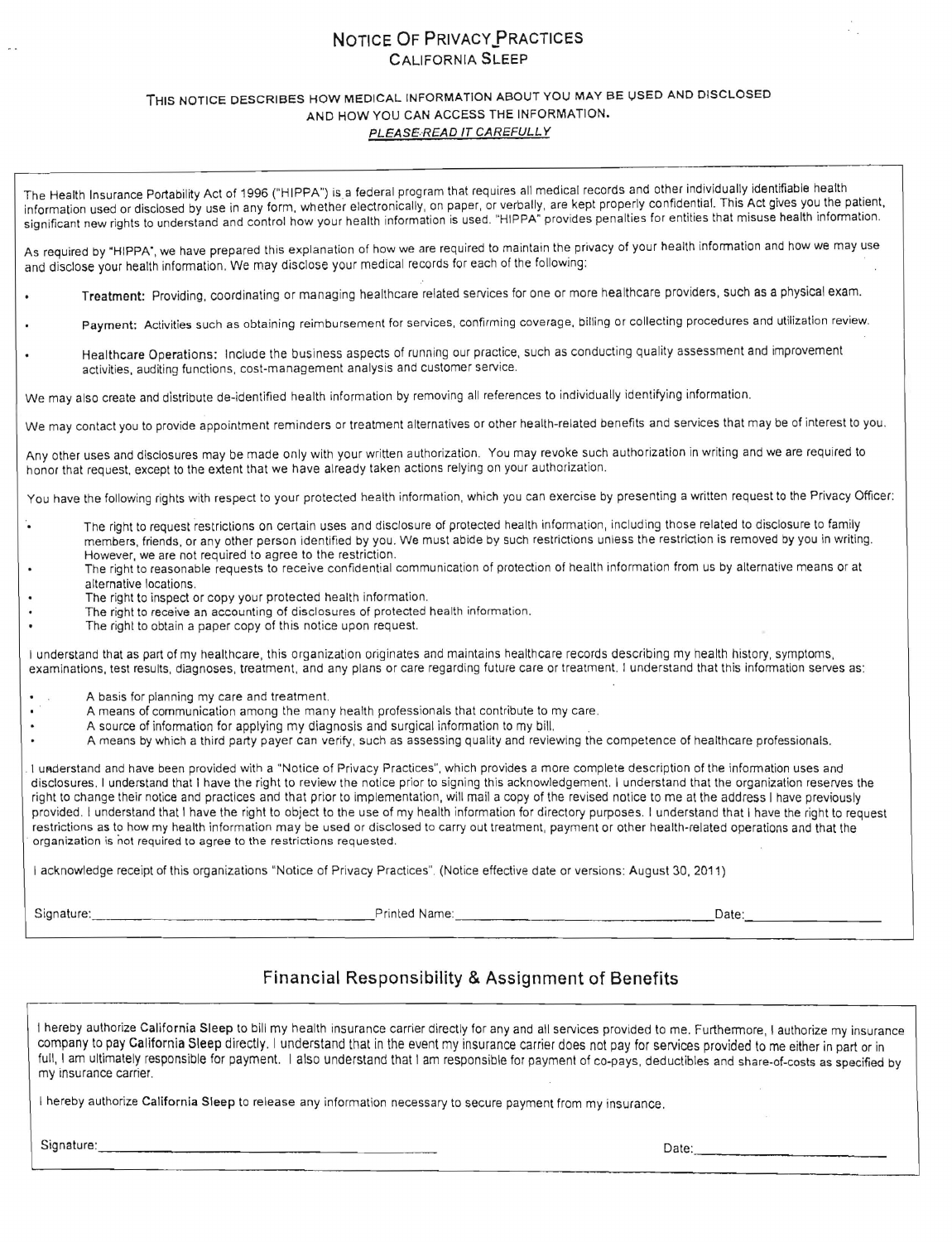# NOTICE OF PRIVACY PRACTICES

## CALIFORNIA SLEEP

THIS NOTICE DESCRIBES HOW MEDICAL INFORMATION ABOUT YOU MAY BE USED AND DISCLOSED AND HOW YOU CAN ACCESS THE INFORMATION.

*PLEASE READ IT CAREFULLY*

The Health Insurance Portability Act of 1996 ("HIPPA") is a federal program that requires all medical records and other individually identifiable health information used or disclosed by use in any form, whether electronically, on paper, or verbally, are kept properly confidential. This Act gives you the patient, significant new rights to understand and control how your health information is used. "HIPPA" provides penalties for entities that misuse health information.

As required by "HIPPA", we have prepared this explanation of how we are required to maintain the privacy of your health information and how we may use and disclose your health information. We may disclose your medical records for each of the following:

- **Treatment:** Providing, coordinating or managing healthcare related services for one or more healthcare providers, such as a physical exam.
- **Payment:** Activities such as obtaining reimbursement for services, confirming coverage, billing or collecting procedures and utilization review.
- **Healthcare Operations:** Include the business aspects of running our practice, such as conducting quality assessment and improvement activities, auditing functions, cost-management analysis and customer service.

We may also create and distribute de-identified health information by removing all references to individually identifying information.

We may contact you to provide appointment reminders or treatment alternatives or other health-related benefits and services that may be of interest to you.

Any other uses and disclosures may be made only with your written authorization. You may revoke such authorization in writing and we are required to honor that request, except to the extent that we have already taken actions relying on your authorization.

You have the following rights with respect to your protected health information, which you can exercise by presenting a written request to the Privacy Officer:

- The right to request restrictions on certain uses and disclosure of protected health information, including those related to disclosure to family members, friends, or any other person identified by you. We must abide by such restrictions unless the restriction is removed by you in writing. However, we are not required to agree to the restriction.
- The right to reasonable requests to receive confidential communication of protection of health information from us by alternative means or at alternative locations.
- The right to inspect or copy your protected health information.
- The right to receive an accounting of disclosures of protected health information.
- The right to obtain a paper copy of this notice upon request.

I understand that as part of my healthcare, this organization originates and maintains healthcare records describing my health history, symptoms, examinations, test results, diagnoses, treatment, and any plans or care regarding future care or treatment. I understand that this information serves as:

- A basis for planning my care and treatment.
- A means of communication among the many health professionals that contribute to my care.
- A source of information for applying my diagnosis and surgical information to my bill.
- A means by which a third party payer can verify, such as assessing quality and reviewing the competence of healthcare professionals.

I understand and have been provided with a "Notice of Privacy Practices", which provides a more complete description of the information uses and disclosures. I understand that I have the right to review the notice prior to signing this acknowledgement. I understand that the organization reserves the right to change their notice and practices and that prior to implementation, will mail a copy of the revised notice to me at the address I have previously provided. I understand that I have the right to object to the use of my health information for directory purposes. I understand that I have the right to request restrictions as to how my health information may be used or disclosed to carry out treatment, payment or other health-related operations and that the organization is not required to agree to the restrictions requested.

I acknowledge receipt of this organizations "Notice of Privacy Practices". (Notice effective date or versions: August 30, 2011)

Signature:______________________ Printed Name:______________________ Date:______________

## Financial Responsibility & Assignment of Benefits

I hereby authorize California Sleep to bill my health insurance carrier directly for any and all services provided to me. Furthermore, I authorize my insurance company to pay California Sleep directly. I understand that in the event my insurance carrier does not pay for services provided to me either in part or in full, I am ultimately responsible for payment. I also understand that I am responsible for payment of co-pays, deductibles and share-of-costs as specified by my insurance carrier.

I hereby authorize California Sleep to release any information necessary to secure payment from my insurance.

Signature:______________________ Date:______________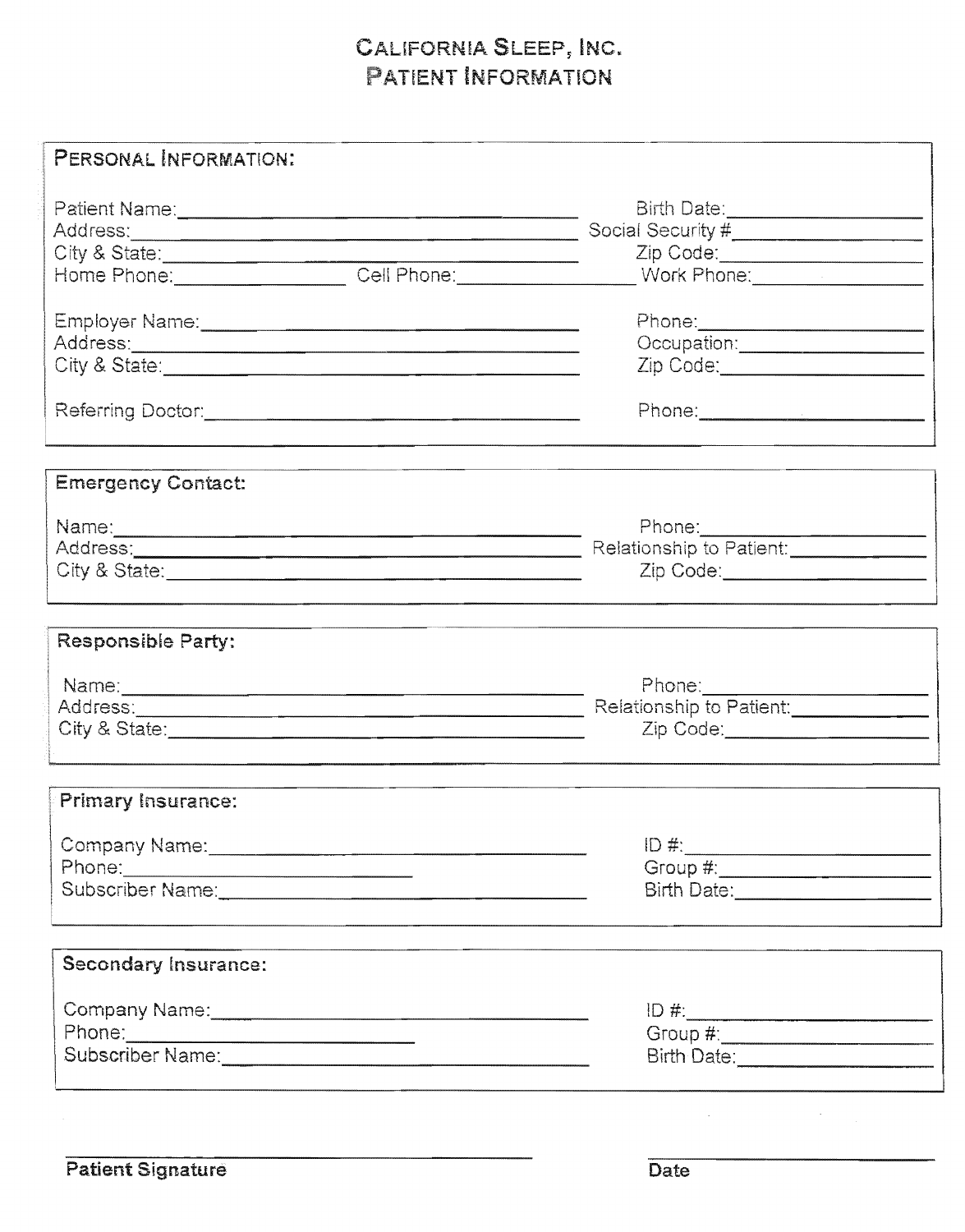# California Sleep, Inc.
## Patient Information

### Personal Information:

Patient Name: ______________________________ Birth Date: ______________
Address: ______________________________ Social Security # ______________
City & State: ______________________________ Zip Code: ______________
Home Phone: ______________ Cell Phone: ______________ Work Phone: ______________

Employer Name: ______________________________ Phone: ______________
Address: ______________________________ Occupation: ______________
City & State: ______________________________ Zip Code: ______________

Referring Doctor: ______________________________ Phone: ______________

### Emergency Contact:

Name: ______________________________ Phone: ______________
Address: ______________________________ Relationship to Patient: ______________
City & State: ______________________________ Zip Code: ______________

### Responsible Party:

Name: ______________________________ Phone: ______________
Address: ______________________________ Relationship to Patient: ______________
City & State: ______________________________ Zip Code: ______________

### Primary Insurance:

Company Name: ______________________________ ID #: ______________
Phone: ______________ Group #: ______________
Subscriber Name: ______________________________ Birth Date: ______________

### Secondary Insurance:

Company Name: ______________________________ ID #: ______________
Phone: ______________ Group #: ______________
Subscriber Name: ______________________________ Birth Date: ______________

______________________________ ______________
**Patient Signature** **Date**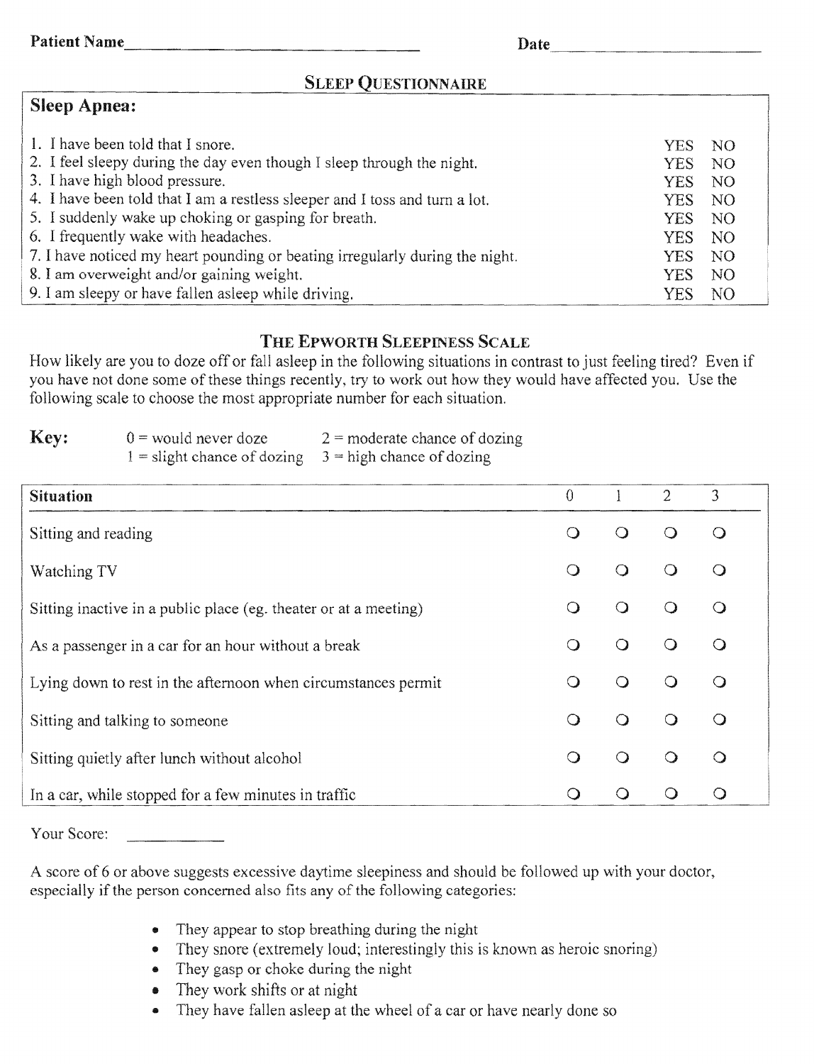Patient Name\_\_\_\_\_\_\_\_\_\_\_\_\_\_\_\_\_\_\_\_\_\_\_\_\_\_\_\_\_\_\_\_ Date\_\_\_\_\_\_\_\_\_\_\_\_\_\_\_\_\_\_\_\_

## SLEEP QUESTIONNAIRE

### Sleep Apnea:

| | | |
|---|---|---|
| 1. I have been told that I snore. | YES | NO |
| 2. I feel sleepy during the day even though I sleep through the night. | YES | NO |
| 3. I have high blood pressure. | YES | NO |
| 4. I have been told that I am a restless sleeper and I toss and turn a lot. | YES | NO |
| 5. I suddenly wake up choking or gasping for breath. | YES | NO |
| 6. I frequently wake with headaches. | YES | NO |
| 7. I have noticed my heart pounding or beating irregularly during the night. | YES | NO |
| 8. I am overweight and/or gaining weight. | YES | NO |
| 9. I am sleepy or have fallen asleep while driving. | YES | NO |

## THE EPWORTH SLEEPINESS SCALE

How likely are you to doze off or fall asleep in the following situations in contrast to just feeling tired? Even if you have not done some of these things recently, try to work out how they would have affected you. Use the following scale to choose the most appropriate number for each situation.

**Key:**
0 = would never doze
1 = slight chance of dozing
2 = moderate chance of dozing
3 = high chance of dozing

| Situation | 0 | 1 | 2 | 3 |
|---|---|---|---|---|
| Sitting and reading | ○ | ○ | ○ | ○ |
| Watching TV | ○ | ○ | ○ | ○ |
| Sitting inactive in a public place (eg. theater or at a meeting) | ○ | ○ | ○ | ○ |
| As a passenger in a car for an hour without a break | ○ | ○ | ○ | ○ |
| Lying down to rest in the afternoon when circumstances permit | ○ | ○ | ○ | ○ |
| Sitting and talking to someone | ○ | ○ | ○ | ○ |
| Sitting quietly after lunch without alcohol | ○ | ○ | ○ | ○ |
| In a car, while stopped for a few minutes in traffic | ○ | ○ | ○ | ○ |

Your Score: \_\_\_\_\_\_\_\_\_\_

A score of 6 or above suggests excessive daytime sleepiness and should be followed up with your doctor, especially if the person concerned also fits any of the following categories:

- They appear to stop breathing during the night
- They snore (extremely loud; interestingly this is known as heroic snoring)
- They gasp or choke during the night
- They work shifts or at night
- They have fallen asleep at the wheel of a car or have nearly done so